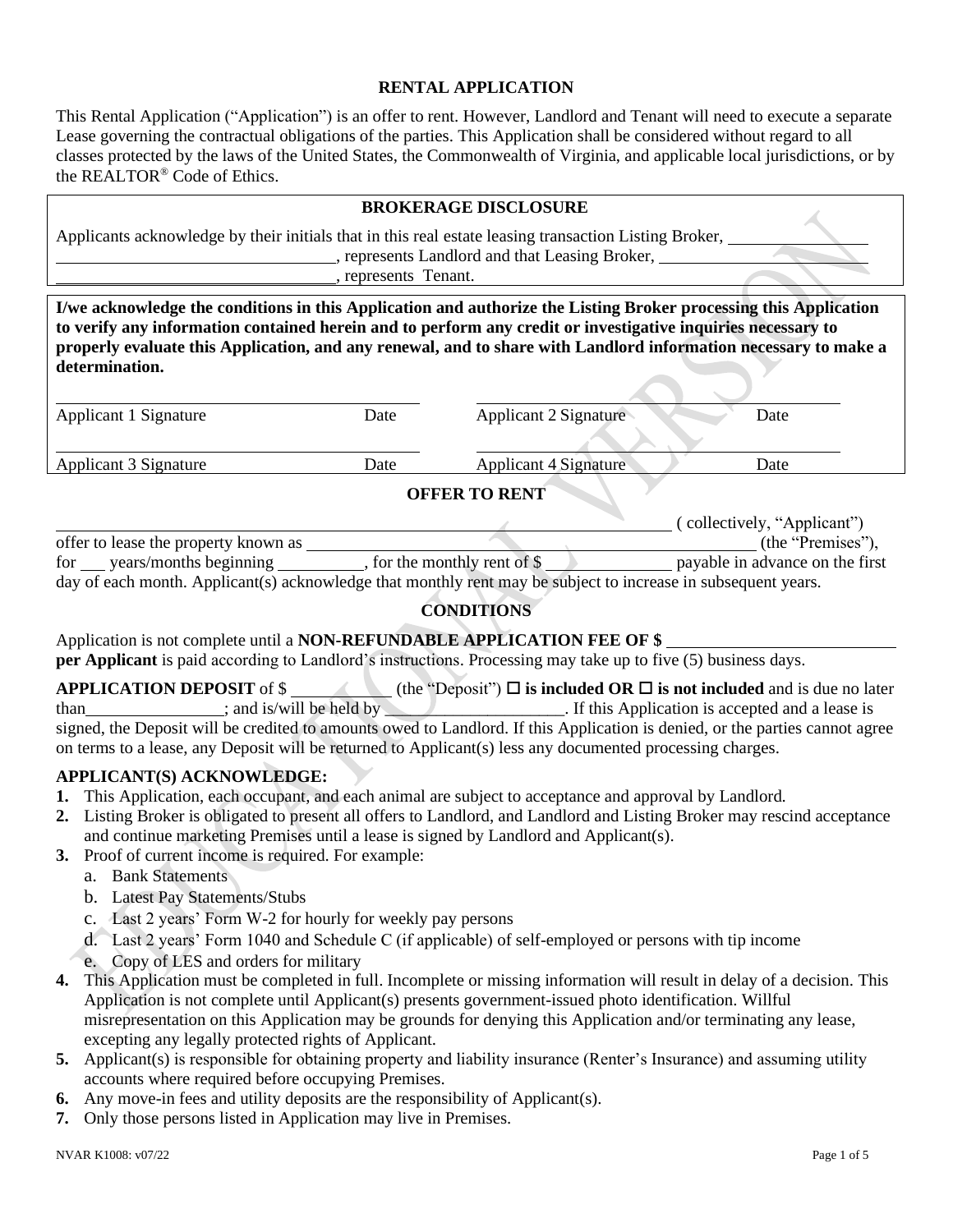## RENTAL APPLICATION

This Rental Application ("Application") is an offer to rent. However, Landlord and Tenant will need to execute a separate Lease governing the contractual obligations of the parties. This Application shall be considered without regard to all classes protected by the laws of the United States, the Commonwealth of Virginia, and applicable local jurisdictions, or by the REALTOR® Code of Ethics.

### BROKERAGE DISCLOSURE

Applicants acknowledge by their initials that in this real estate leasing transaction Listing Broker, ________________ ________________________________, represents Landlord and that Leasing Broker, ________________________ ________________________________, represents Tenant.

**I/we acknowledge the conditions in this Application and authorize the Listing Broker processing this Application to verify any information contained herein and to perform any credit or investigative inquiries necessary to properly evaluate this Application, and any renewal, and to share with Landlord information necessary to make a determination.**

| | | | |
|---|---|---|---|
| Applicant 1 Signature | Date | Applicant 2 Signature | Date |
| Applicant 3 Signature | Date | Applicant 4 Signature | Date |

### OFFER TO RENT

__________________________________________________________________________ ( collectively, "Applicant") offer to lease the property known as ______________________________________________________ (the "Premises"), for ___ years/months beginning __________, for the monthly rent of $ _______________ payable in advance on the first day of each month. Applicant(s) acknowledge that monthly rent may be subject to increase in subsequent years.

### CONDITIONS

Application is not complete until a **NON-REFUNDABLE APPLICATION FEE OF $ ___________________________ per Applicant** is paid according to Landlord's instructions. Processing may take up to five (5) business days.

**APPLICATION DEPOSIT** of $ ___________ (the "Deposit") ☐ **is included OR** ☐ **is not included** and is due no later than________________; and is/will be held by _____________________. If this Application is accepted and a lease is signed, the Deposit will be credited to amounts owed to Landlord. If this Application is denied, or the parties cannot agree on terms to a lease, any Deposit will be returned to Applicant(s) less any documented processing charges.

**APPLICANT(S) ACKNOWLEDGE:**

1. This Application, each occupant, and each animal are subject to acceptance and approval by Landlord.
2. Listing Broker is obligated to present all offers to Landlord, and Landlord and Listing Broker may rescind acceptance and continue marketing Premises until a lease is signed by Landlord and Applicant(s).
3. Proof of current income is required. For example:
   a. Bank Statements
   b. Latest Pay Statements/Stubs
   c. Last 2 years' Form W-2 for hourly for weekly pay persons
   d. Last 2 years' Form 1040 and Schedule C (if applicable) of self-employed or persons with tip income
   e. Copy of LES and orders for military
4. This Application must be completed in full. Incomplete or missing information will result in delay of a decision. This Application is not complete until Applicant(s) presents government-issued photo identification. Willful misrepresentation on this Application may be grounds for denying this Application and/or terminating any lease, excepting any legally protected rights of Applicant.
5. Applicant(s) is responsible for obtaining property and liability insurance (Renter's Insurance) and assuming utility accounts where required before occupying Premises.
6. Any move-in fees and utility deposits are the responsibility of Applicant(s).
7. Only those persons listed in Application may live in Premises.

NVAR K1008: v07/22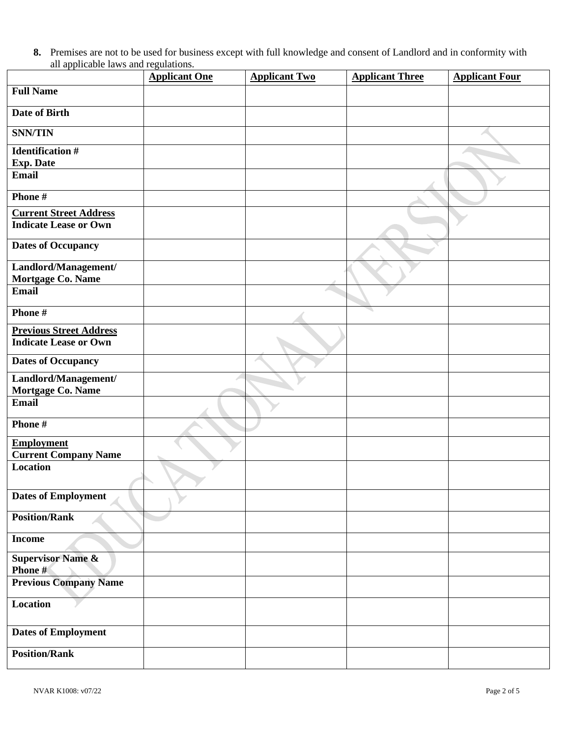8. Premises are not to be used for business except with full knowledge and consent of Landlord and in conformity with all applicable laws and regulations.

| | Applicant One | Applicant Two | Applicant Three | Applicant Four |
|---|---|---|---|---|
| **Full Name** | | | | |
| **Date of Birth** | | | | |
| **SNN/TIN** | | | | |
| **Identification #**<br>**Exp. Date** | | | | |
| **Email** | | | | |
| **Phone #** | | | | |
| **Current Street Address**<br>**Indicate Lease or Own** | | | | |
| **Dates of Occupancy** | | | | |
| **Landlord/Management/ Mortgage Co. Name** | | | | |
| **Email** | | | | |
| **Phone #** | | | | |
| **Previous Street Address**<br>**Indicate Lease or Own** | | | | |
| **Dates of Occupancy** | | | | |
| **Landlord/Management/ Mortgage Co. Name** | | | | |
| **Email** | | | | |
| **Phone #** | | | | |
| **Employment**<br>**Current Company Name** | | | | |
| **Location** | | | | |
| **Dates of Employment** | | | | |
| **Position/Rank** | | | | |
| **Income** | | | | |
| **Supervisor Name & Phone #** | | | | |
| **Previous Company Name** | | | | |
| **Location** | | | | |
| **Dates of Employment** | | | | |
| **Position/Rank** | | | | |

NVAR K1008: v07/22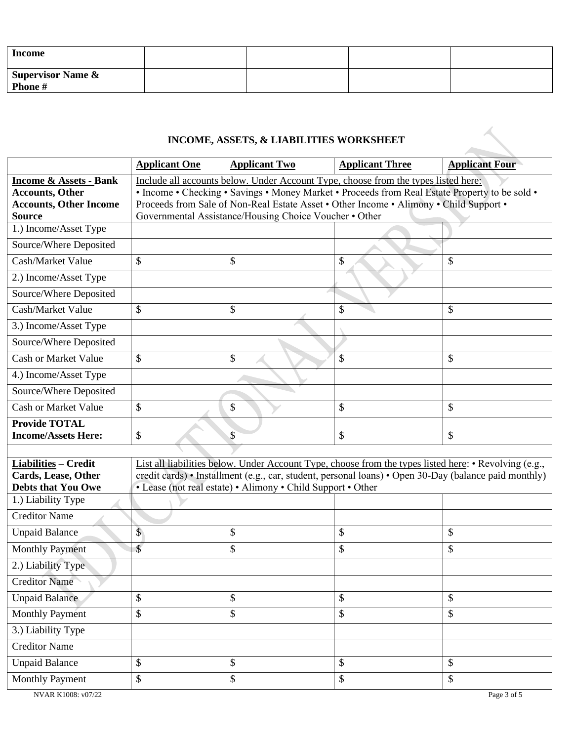| Income | | | | |
|---|---|---|---|---|
| **Supervisor Name & Phone #** | | | | |

## INCOME, ASSETS, & LIABILITIES WORKSHEET

| | Applicant One | Applicant Two | Applicant Three | Applicant Four |
|---|---|---|---|---|
| **Income & Assets - Bank Accounts, Other Accounts, Other Income Source** | Include all accounts below. Under Account Type, choose from the types listed here: • Income • Checking • Savings • Money Market • Proceeds from Real Estate Property to be sold • Proceeds from Sale of Non-Real Estate Asset • Other Income • Alimony • Child Support • Governmental Assistance/Housing Choice Voucher • Other | | | |
| 1.) Income/Asset Type | | | | |
| Source/Where Deposited | | | | |
| Cash/Market Value | $ | $ | $ | $ |
| 2.) Income/Asset Type | | | | |
| Source/Where Deposited | | | | |
| Cash/Market Value | $ | $ | $ | $ |
| 3.) Income/Asset Type | | | | |
| Source/Where Deposited | | | | |
| Cash or Market Value | $ | $ | $ | $ |
| 4.) Income/Asset Type | | | | |
| Source/Where Deposited | | | | |
| Cash or Market Value | $ | $ | $ | $ |
| **Provide TOTAL Income/Assets Here:** | $ | $ | $ | $ |
| | | | | |
| **Liabilities – Credit Cards, Lease, Other Debts that You Owe** | List all liabilities below. Under Account Type, choose from the types listed here: • Revolving (e.g., credit cards) • Installment (e.g., car, student, personal loans) • Open 30-Day (balance paid monthly) • Lease (not real estate) • Alimony • Child Support • Other | | | |
| 1.) Liability Type | | | | |
| Creditor Name | | | | |
| Unpaid Balance | $ | $ | $ | $ |
| Monthly Payment | $ | $ | $ | $ |
| 2.) Liability Type | | | | |
| Creditor Name | | | | |
| Unpaid Balance | $ | $ | $ | $ |
| Monthly Payment | $ | $ | $ | $ |
| 3.) Liability Type | | | | |
| Creditor Name | | | | |
| Unpaid Balance | $ | $ | $ | $ |
| Monthly Payment | $ | $ | $ | $ |

NVAR K1008: v07/22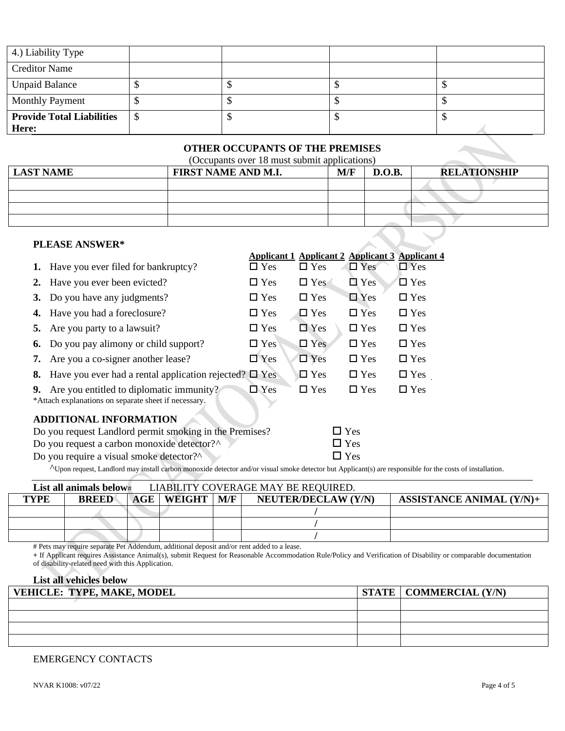| 4.) Liability Type | | | | |
|---|---|---|---|---|
| Creditor Name | | | | |
| Unpaid Balance | $ | $ | $ | $ |
| Monthly Payment | $ | $ | $ | $ |
| **Provide Total Liabilities Here:** | $ | $ | $ | $ |

## OTHER OCCUPANTS OF THE PREMISES

(Occupants over 18 must submit applications)

| LAST NAME | FIRST NAME AND M.I. | M/F | D.O.B. | RELATIONSHIP |
|---|---|---|---|---|
| | | | | |
| | | | | |
| | | | | |
| | | | | |

### PLEASE ANSWER*

| | Applicant 1 | Applicant 2 | Applicant 3 | Applicant 4 |
|---|---|---|---|---|
| **1.** Have you ever filed for bankruptcy? | ☐ Yes | ☐ Yes | ☐ Yes | ☐ Yes |
| **2.** Have you ever been evicted? | ☐ Yes | ☐ Yes | ☐ Yes | ☐ Yes |
| **3.** Do you have any judgments? | ☐ Yes | ☐ Yes | ☐ Yes | ☐ Yes |
| **4.** Have you had a foreclosure? | ☐ Yes | ☐ Yes | ☐ Yes | ☐ Yes |
| **5.** Are you party to a lawsuit? | ☐ Yes | ☐ Yes | ☐ Yes | ☐ Yes |
| **6.** Do you pay alimony or child support? | ☐ Yes | ☐ Yes | ☐ Yes | ☐ Yes |
| **7.** Are you a co-signer another lease? | ☐ Yes | ☐ Yes | ☐ Yes | ☐ Yes |
| **8.** Have you ever had a rental application rejected? | ☐ Yes | ☐ Yes | ☐ Yes | ☐ Yes |
| **9.** Are you entitled to diplomatic immunity? | ☐ Yes | ☐ Yes | ☐ Yes | ☐ Yes |

*Attach explanations on separate sheet if necessary.

### ADDITIONAL INFORMATION

Do you request Landlord permit smoking in the Premises? ☐ Yes

Do you request a carbon monoxide detector?^ ☐ Yes

Do you require a visual smoke detector?^ ☐ Yes

^Upon request, Landlord may install carbon monoxide detector and/or visual smoke detector but Applicant(s) are responsible for the costs of installation.

**List all animals below**# LIABILITY COVERAGE MAY BE REQUIRED.

| TYPE | BREED | AGE | WEIGHT | M/F | NEUTER/DECLAW (Y/N) | ASSISTANCE ANIMAL (Y/N)+ |
|---|---|---|---|---|---|---|
| | | | | | / | |
| | | | | | / | |
| | | | | | / | |

# Pets may require separate Pet Addendum, additional deposit and/or rent added to a lease.

+ If Applicant requires Assistance Animal(s), submit Request for Reasonable Accommodation Rule/Policy and Verification of Disability or comparable documentation of disability-related need with this Application.

**List all vehicles below**

| VEHICLE: TYPE, MAKE, MODEL | STATE | COMMERCIAL (Y/N) |
|---|---|---|
| | | |
| | | |
| | | |
| | | |

EMERGENCY CONTACTS

NVAR K1008: v07/22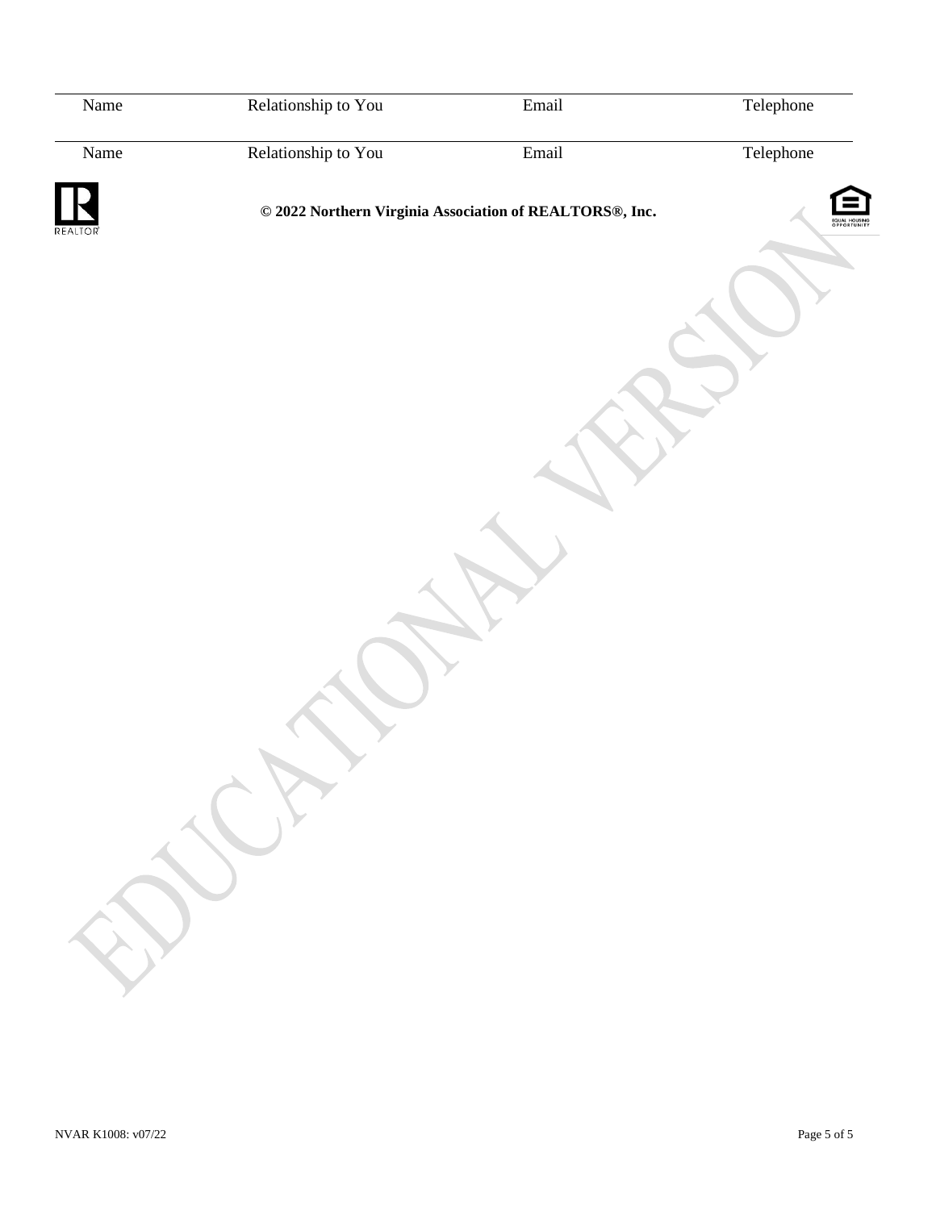| Name | Relationship to You | Email | Telephone |
|---|---|---|---|
| Name | Relationship to You | Email | Telephone |

**© 2022 Northern Virginia Association of REALTORS®, Inc.**

NVAR K1008: v07/22